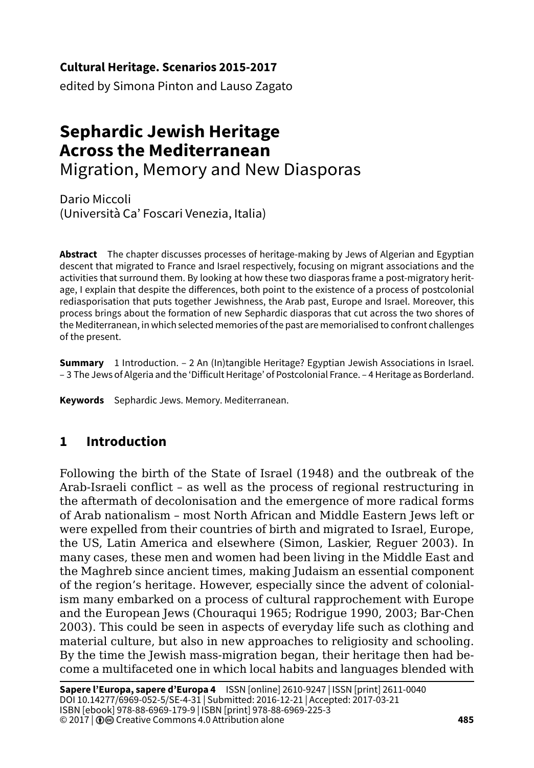**Cultural Heritage. Scenarios 2015-2017**

edited by Simona Pinton and Lauso Zagato

# Sephardic Jewish Heritage Across the Mediterranean

## Migration, Memory and New Diasporas

Dario Miccoli
(Università Ca' Foscari Venezia, Italia)

**Abstract** The chapter discusses processes of heritage-making by Jews of Algerian and Egyptian descent that migrated to France and Israel respectively, focusing on migrant associations and the activities that surround them. By looking at how these two diasporas frame a post-migratory heritage, I explain that despite the differences, both point to the existence of a process of postcolonial rediasporisation that puts together Jewishness, the Arab past, Europe and Israel. Moreover, this process brings about the formation of new Sephardic diasporas that cut across the two shores of the Mediterranean, in which selected memories of the past are memorialised to confront challenges of the present.

**Summary** 1 Introduction. – 2 An (In)tangible Heritage? Egyptian Jewish Associations in Israel. – 3 The Jews of Algeria and the 'Difficult Heritage' of Postcolonial France. – 4 Heritage as Borderland.

**Keywords** Sephardic Jews. Memory. Mediterranean.

## 1 Introduction

Following the birth of the State of Israel (1948) and the outbreak of the Arab-Israeli conflict – as well as the process of regional restructuring in the aftermath of decolonisation and the emergence of more radical forms of Arab nationalism – most North African and Middle Eastern Jews left or were expelled from their countries of birth and migrated to Israel, Europe, the US, Latin America and elsewhere (Simon, Laskier, Reguer 2003). In many cases, these men and women had been living in the Middle East and the Maghreb since ancient times, making Judaism an essential component of the region's heritage. However, especially since the advent of colonialism many embarked on a process of cultural rapprochement with Europe and the European Jews (Chouraqui 1965; Rodrigue 1990, 2003; Bar-Chen 2003). This could be seen in aspects of everyday life such as clothing and material culture, but also in new approaches to religiosity and schooling. By the time the Jewish mass-migration began, their heritage then had become a multifaceted one in which local habits and languages blended with

**Sapere l'Europa, sapere d'Europa 4** ISSN [online] 2610-9247 | ISSN [print] 2611-0040
DOI 10.14277/6969-052-5/SE-4-31 | Submitted: 2016-12-21 | Accepted: 2017-03-21
ISBN [ebook] 978-88-6969-179-9 | ISBN [print] 978-88-6969-225-3
© 2017 | Creative Commons 4.0 Attribution alone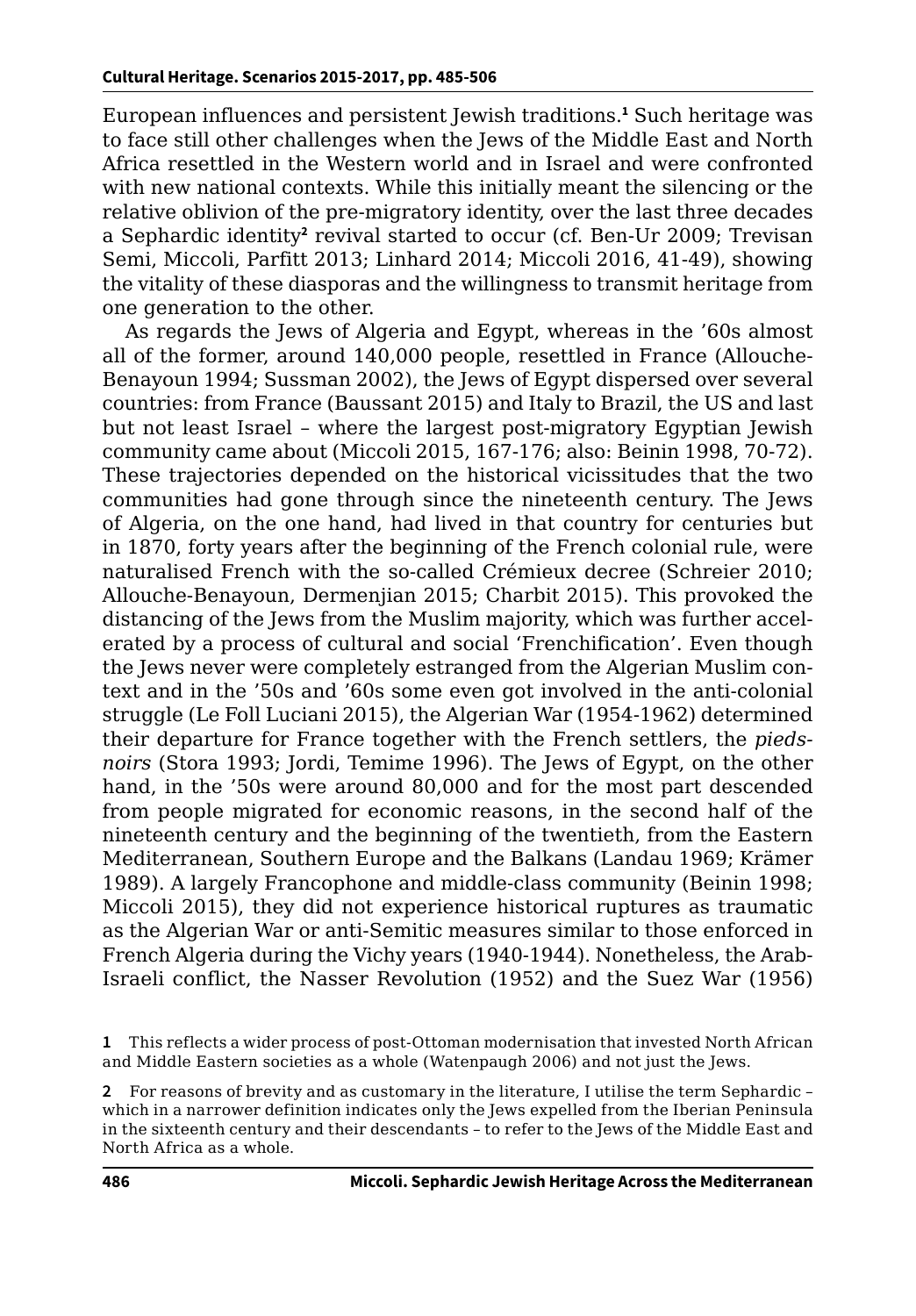European influences and persistent Jewish traditions.[1] Such heritage was to face still other challenges when the Jews of the Middle East and North Africa resettled in the Western world and in Israel and were confronted with new national contexts. While this initially meant the silencing or the relative oblivion of the pre-migratory identity, over the last three decades a Sephardic identity[2] revival started to occur (cf. Ben-Ur 2009; Trevisan Semi, Miccoli, Parfitt 2013; Linhard 2014; Miccoli 2016, 41-49), showing the vitality of these diasporas and the willingness to transmit heritage from one generation to the other.

As regards the Jews of Algeria and Egypt, whereas in the '60s almost all of the former, around 140,000 people, resettled in France (Allouche-Benayoun 1994; Sussman 2002), the Jews of Egypt dispersed over several countries: from France (Baussant 2015) and Italy to Brazil, the US and last but not least Israel – where the largest post-migratory Egyptian Jewish community came about (Miccoli 2015, 167-176; also: Beinin 1998, 70-72). These trajectories depended on the historical vicissitudes that the two communities had gone through since the nineteenth century. The Jews of Algeria, on the one hand, had lived in that country for centuries but in 1870, forty years after the beginning of the French colonial rule, were naturalised French with the so-called Crémieux decree (Schreier 2010; Allouche-Benayoun, Dermenjian 2015; Charbit 2015). This provoked the distancing of the Jews from the Muslim majority, which was further accelerated by a process of cultural and social 'Frenchification'. Even though the Jews never were completely estranged from the Algerian Muslim context and in the '50s and '60s some even got involved in the anti-colonial struggle (Le Foll Luciani 2015), the Algerian War (1954-1962) determined their departure for France together with the French settlers, the *pieds-noirs* (Stora 1993; Jordi, Temime 1996). The Jews of Egypt, on the other hand, in the '50s were around 80,000 and for the most part descended from people migrated for economic reasons, in the second half of the nineteenth century and the beginning of the twentieth, from the Eastern Mediterranean, Southern Europe and the Balkans (Landau 1969; Krämer 1989). A largely Francophone and middle-class community (Beinin 1998; Miccoli 2015), they did not experience historical ruptures as traumatic as the Algerian War or anti-Semitic measures similar to those enforced in French Algeria during the Vichy years (1940-1944). Nonetheless, the Arab-Israeli conflict, the Nasser Revolution (1952) and the Suez War (1956)

[1] This reflects a wider process of post-Ottoman modernisation that invested North African and Middle Eastern societies as a whole (Watenpaugh 2006) and not just the Jews.

[2] For reasons of brevity and as customary in the literature, I utilise the term Sephardic – which in a narrower definition indicates only the Jews expelled from the Iberian Peninsula in the sixteenth century and their descendants – to refer to the Jews of the Middle East and North Africa as a whole.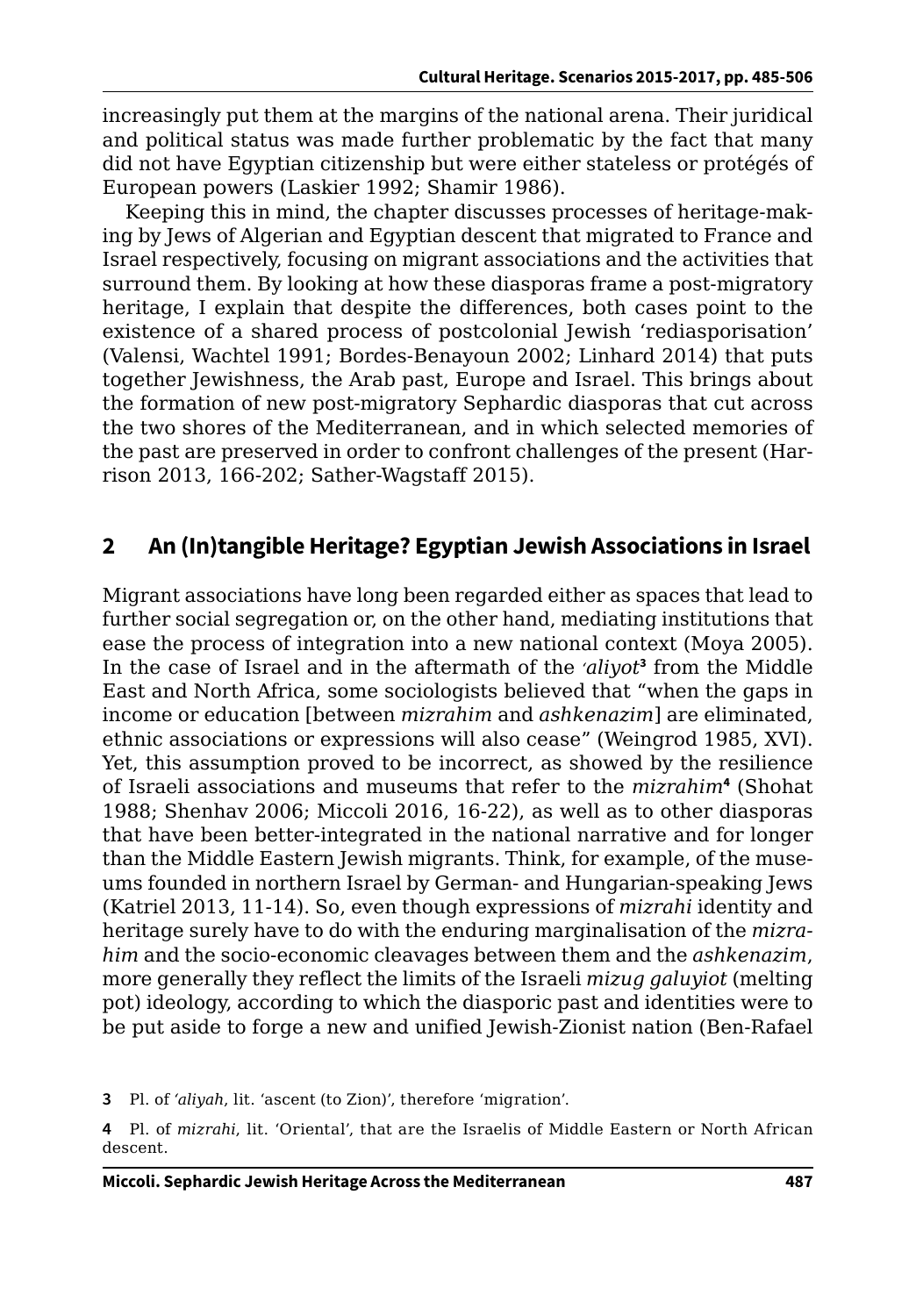increasingly put them at the margins of the national arena. Their juridical and political status was made further problematic by the fact that many did not have Egyptian citizenship but were either stateless or protégés of European powers (Laskier 1992; Shamir 1986).

Keeping this in mind, the chapter discusses processes of heritage-making by Jews of Algerian and Egyptian descent that migrated to France and Israel respectively, focusing on migrant associations and the activities that surround them. By looking at how these diasporas frame a post-migratory heritage, I explain that despite the differences, both cases point to the existence of a shared process of postcolonial Jewish 'rediasporisation' (Valensi, Wachtel 1991; Bordes-Benayoun 2002; Linhard 2014) that puts together Jewishness, the Arab past, Europe and Israel. This brings about the formation of new post-migratory Sephardic diasporas that cut across the two shores of the Mediterranean, and in which selected memories of the past are preserved in order to confront challenges of the present (Harrison 2013, 166-202; Sather-Wagstaff 2015).

## 2 An (In)tangible Heritage? Egyptian Jewish Associations in Israel

Migrant associations have long been regarded either as spaces that lead to further social segregation or, on the other hand, mediating institutions that ease the process of integration into a new national context (Moya 2005). In the case of Israel and in the aftermath of the *'aliyot*[3] from the Middle East and North Africa, some sociologists believed that "when the gaps in income or education [between *mizrahim* and *ashkenazim*] are eliminated, ethnic associations or expressions will also cease" (Weingrod 1985, XVI). Yet, this assumption proved to be incorrect, as showed by the resilience of Israeli associations and museums that refer to the *mizrahim*[4] (Shohat 1988; Shenhav 2006; Miccoli 2016, 16-22), as well as to other diasporas that have been better-integrated in the national narrative and for longer than the Middle Eastern Jewish migrants. Think, for example, of the museums founded in northern Israel by German- and Hungarian-speaking Jews (Katriel 2013, 11-14). So, even though expressions of *mizrahi* identity and heritage surely have to do with the enduring marginalisation of the *mizrahim* and the socio-economic cleavages between them and the *ashkenazim*, more generally they reflect the limits of the Israeli *mizug galuyiot* (melting pot) ideology, according to which the diasporic past and identities were to be put aside to forge a new and unified Jewish-Zionist nation (Ben-Rafael

3 Pl. of *'aliyah*, lit. 'ascent (to Zion)', therefore 'migration'.

4 Pl. of *mizrahi*, lit. 'Oriental', that are the Israelis of Middle Eastern or North African descent.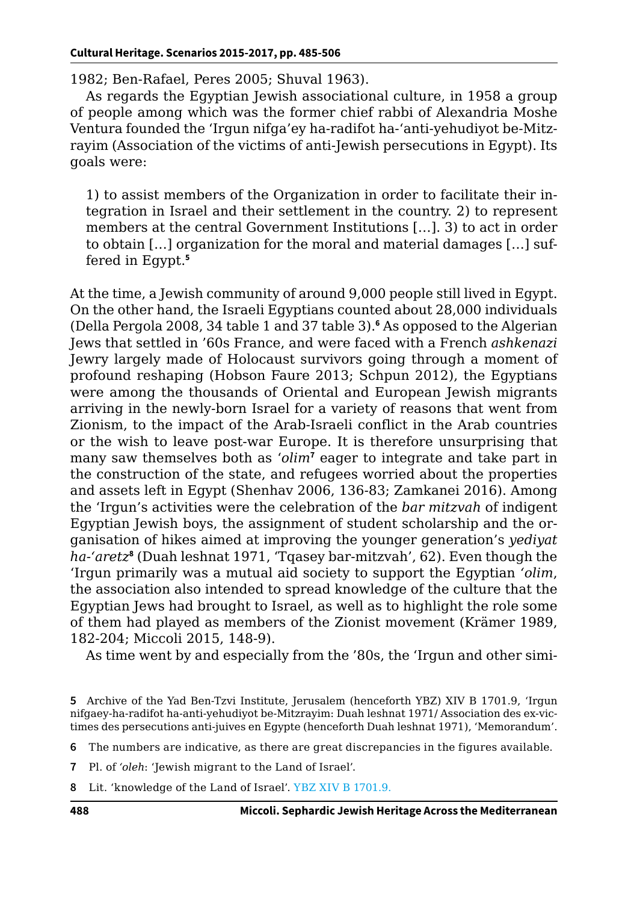1982; Ben-Rafael, Peres 2005; Shuval 1963).

As regards the Egyptian Jewish associational culture, in 1958 a group of people among which was the former chief rabbi of Alexandria Moshe Ventura founded the 'Irgun nifga'ey ha-radifot ha-'anti-yehudiyot be-Mitzrayim (Association of the victims of anti-Jewish persecutions in Egypt). Its goals were:

> 1) to assist members of the Organization in order to facilitate their integration in Israel and their settlement in the country. 2) to represent members at the central Government Institutions […]. 3) to act in order to obtain […] organization for the moral and material damages […] suffered in Egypt.[5]

At the time, a Jewish community of around 9,000 people still lived in Egypt. On the other hand, the Israeli Egyptians counted about 28,000 individuals (Della Pergola 2008, 34 table 1 and 37 table 3).[6] As opposed to the Algerian Jews that settled in '60s France, and were faced with a French *ashkenazi* Jewry largely made of Holocaust survivors going through a moment of profound reshaping (Hobson Faure 2013; Schpun 2012), the Egyptians were among the thousands of Oriental and European Jewish migrants arriving in the newly-born Israel for a variety of reasons that went from Zionism, to the impact of the Arab-Israeli conflict in the Arab countries or the wish to leave post-war Europe. It is therefore unsurprising that many saw themselves both as *'olim*[7] eager to integrate and take part in the construction of the state, and refugees worried about the properties and assets left in Egypt (Shenhav 2006, 136-83; Zamkanei 2016). Among the 'Irgun's activities were the celebration of the *bar mitzvah* of indigent Egyptian Jewish boys, the assignment of student scholarship and the organisation of hikes aimed at improving the younger generation's *yediyat ha-'aretz*[8] (Duah leshnat 1971, 'Tqasey bar-mitzvah', 62). Even though the 'Irgun primarily was a mutual aid society to support the Egyptian *'olim*, the association also intended to spread knowledge of the culture that the Egyptian Jews had brought to Israel, as well as to highlight the role some of them had played as members of the Zionist movement (Krämer 1989, 182-204; Miccoli 2015, 148-9).

As time went by and especially from the '80s, the 'Irgun and other simi-

---

5 Archive of the Yad Ben-Tzvi Institute, Jerusalem (henceforth YBZ) XIV B 1701.9, 'Irgun nifgaey-ha-radifot ha-anti-yehudiyot be-Mitzrayim: Duah leshnat 1971/ Association des ex-victimes des persecutions anti-juives en Egypte (henceforth Duah leshnat 1971), 'Memorandum'.

6 The numbers are indicative, as there are great discrepancies in the figures available.

7 Pl. of *'oleh*: 'Jewish migrant to the Land of Israel'.

8 Lit. 'knowledge of the Land of Israel'. YBZ XIV B 1701.9.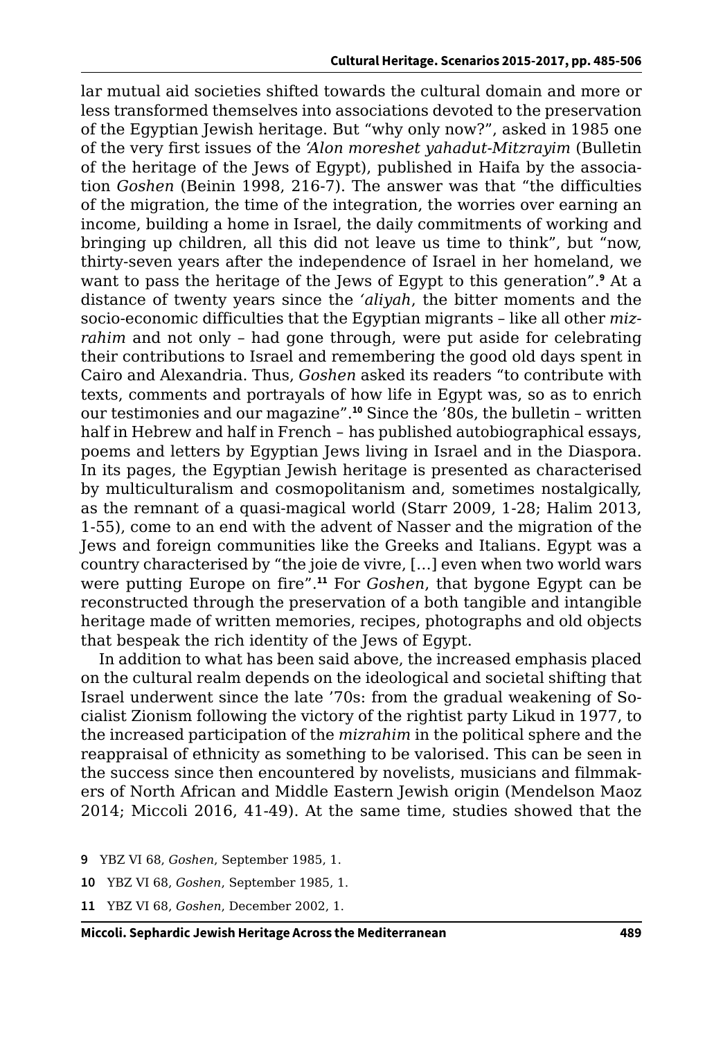lar mutual aid societies shifted towards the cultural domain and more or less transformed themselves into associations devoted to the preservation of the Egyptian Jewish heritage. But "why only now?", asked in 1985 one of the very first issues of the *'Alon moreshet yahadut-Mitzrayim* (Bulletin of the heritage of the Jews of Egypt), published in Haifa by the association *Goshen* (Beinin 1998, 216-7). The answer was that "the difficulties of the migration, the time of the integration, the worries over earning an income, building a home in Israel, the daily commitments of working and bringing up children, all this did not leave us time to think", but "now, thirty-seven years after the independence of Israel in her homeland, we want to pass the heritage of the Jews of Egypt to this generation".[9] At a distance of twenty years since the *'aliyah*, the bitter moments and the socio-economic difficulties that the Egyptian migrants – like all other *mizrahim* and not only – had gone through, were put aside for celebrating their contributions to Israel and remembering the good old days spent in Cairo and Alexandria. Thus, *Goshen* asked its readers "to contribute with texts, comments and portrayals of how life in Egypt was, so as to enrich our testimonies and our magazine".[10] Since the '80s, the bulletin – written half in Hebrew and half in French – has published autobiographical essays, poems and letters by Egyptian Jews living in Israel and in the Diaspora. In its pages, the Egyptian Jewish heritage is presented as characterised by multiculturalism and cosmopolitanism and, sometimes nostalgically, as the remnant of a quasi-magical world (Starr 2009, 1-28; Halim 2013, 1-55), come to an end with the advent of Nasser and the migration of the Jews and foreign communities like the Greeks and Italians. Egypt was a country characterised by "the joie de vivre, […] even when two world wars were putting Europe on fire".[11] For *Goshen*, that bygone Egypt can be reconstructed through the preservation of a both tangible and intangible heritage made of written memories, recipes, photographs and old objects that bespeak the rich identity of the Jews of Egypt.

In addition to what has been said above, the increased emphasis placed on the cultural realm depends on the ideological and societal shifting that Israel underwent since the late '70s: from the gradual weakening of Socialist Zionism following the victory of the rightist party Likud in 1977, to the increased participation of the *mizrahim* in the political sphere and the reappraisal of ethnicity as something to be valorised. This can be seen in the success since then encountered by novelists, musicians and filmmakers of North African and Middle Eastern Jewish origin (Mendelson Maoz 2014; Miccoli 2016, 41-49). At the same time, studies showed that the

9 YBZ VI 68, *Goshen*, September 1985, 1.

10 YBZ VI 68, *Goshen*, September 1985, 1.

11 YBZ VI 68, *Goshen*, December 2002, 1.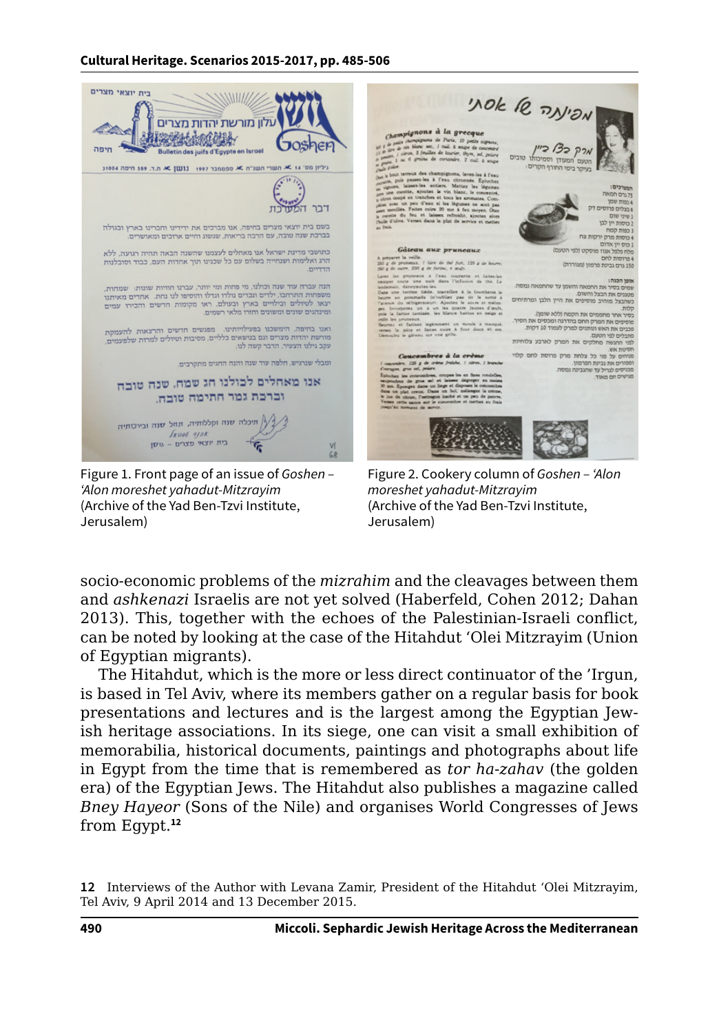Figure 1. Front page of an issue of *Goshen – ʻAlon moreshet yahadut-Mitzrayim* (Archive of the Yad Ben-Tzvi Institute, Jerusalem)

Figure 2. Cookery column of *Goshen – ʻAlon moreshet yahadut-Mitzrayim* (Archive of the Yad Ben-Tzvi Institute, Jerusalem)

socio-economic problems of the *mizrahim* and the cleavages between them and *ashkenazi* Israelis are not yet solved (Haberfeld, Cohen 2012; Dahan 2013). This, together with the echoes of the Palestinian-Israeli conflict, can be noted by looking at the case of the Hitahdut ʻOlei Mitzrayim (Union of Egyptian migrants).

The Hitahdut, which is the more or less direct continuator of the ʼIrgun, is based in Tel Aviv, where its members gather on a regular basis for book presentations and lectures and is the largest among the Egyptian Jewish heritage associations. In its siege, one can visit a small exhibition of memorabilia, historical documents, paintings and photographs about life in Egypt from the time that is remembered as *tor ha-zahav* (the golden era) of the Egyptian Jews. The Hitahdut also publishes a magazine called *Bney Hayeor* (Sons of the Nile) and organises World Congresses of Jews from Egypt.[12]

12 Interviews of the Author with Levana Zamir, President of the Hitahdut ʻOlei Mitzrayim, Tel Aviv, 9 April 2014 and 13 December 2015.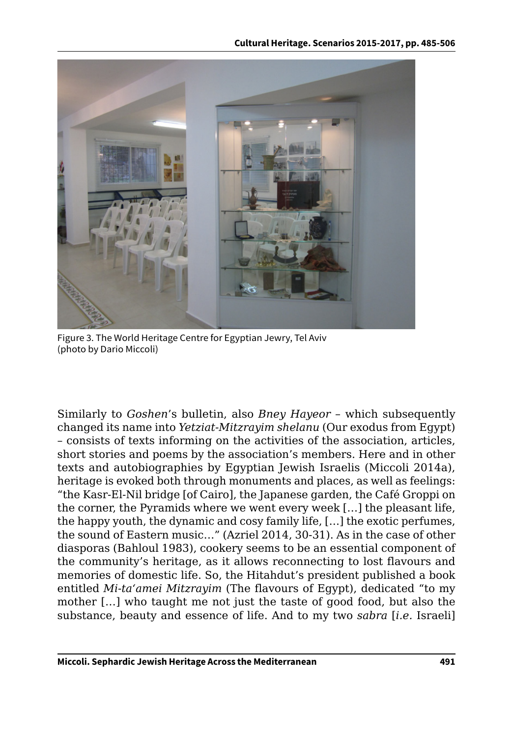Figure 3. The World Heritage Centre for Egyptian Jewry, Tel Aviv (photo by Dario Miccoli)

Similarly to *Goshen*'s bulletin, also *Bney Hayeor* – which subsequently changed its name into *Yetziat-Mitzrayim shelanu* (Our exodus from Egypt) – consists of texts informing on the activities of the association, articles, short stories and poems by the association's members. Here and in other texts and autobiographies by Egyptian Jewish Israelis (Miccoli 2014a), heritage is evoked both through monuments and places, as well as feelings: "the Kasr-El-Nil bridge [of Cairo], the Japanese garden, the Café Groppi on the corner, the Pyramids where we went every week […] the pleasant life, the happy youth, the dynamic and cosy family life, […] the exotic perfumes, the sound of Eastern music…" (Azriel 2014, 30-31). As in the case of other diasporas (Bahloul 1983), cookery seems to be an essential component of the community's heritage, as it allows reconnecting to lost flavours and memories of domestic life. So, the Hitahdut's president published a book entitled *Mi-ta'amei Mitzrayim* (The flavours of Egypt), dedicated "to my mother […] who taught me not just the taste of good food, but also the substance, beauty and essence of life. And to my two *sabra* [*i.e.* Israeli]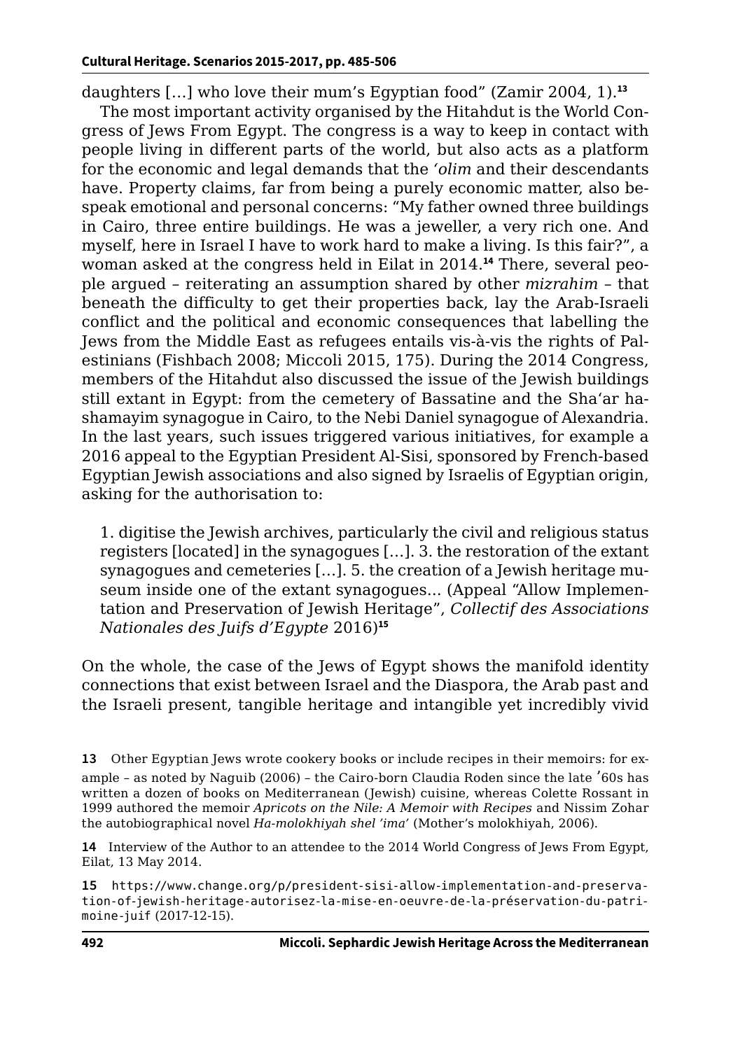daughters […] who love their mum's Egyptian food" (Zamir 2004, 1).[13]

The most important activity organised by the Hitahdut is the World Congress of Jews From Egypt. The congress is a way to keep in contact with people living in different parts of the world, but also acts as a platform for the economic and legal demands that the *'olim* and their descendants have. Property claims, far from being a purely economic matter, also bespeak emotional and personal concerns: "My father owned three buildings in Cairo, three entire buildings. He was a jeweller, a very rich one. And myself, here in Israel I have to work hard to make a living. Is this fair?", a woman asked at the congress held in Eilat in 2014.[14] There, several people argued – reiterating an assumption shared by other *mizrahim* – that beneath the difficulty to get their properties back, lay the Arab-Israeli conflict and the political and economic consequences that labelling the Jews from the Middle East as refugees entails vis-à-vis the rights of Palestinians (Fishbach 2008; Miccoli 2015, 175). During the 2014 Congress, members of the Hitahdut also discussed the issue of the Jewish buildings still extant in Egypt: from the cemetery of Bassatine and the Sha'ar hashamayim synagogue in Cairo, to the Nebi Daniel synagogue of Alexandria. In the last years, such issues triggered various initiatives, for example a 2016 appeal to the Egyptian President Al-Sisi, sponsored by French-based Egyptian Jewish associations and also signed by Israelis of Egyptian origin, asking for the authorisation to:

> 1. digitise the Jewish archives, particularly the civil and religious status registers [located] in the synagogues […]. 3. the restoration of the extant synagogues and cemeteries […]. 5. the creation of a Jewish heritage museum inside one of the extant synagogues… (Appeal "Allow Implementation and Preservation of Jewish Heritage", *Collectif des Associations Nationales des Juifs d'Egypte* 2016)[15]

On the whole, the case of the Jews of Egypt shows the manifold identity connections that exist between Israel and the Diaspora, the Arab past and the Israeli present, tangible heritage and intangible yet incredibly vivid

---

13 Other Egyptian Jews wrote cookery books or include recipes in their memoirs: for example – as noted by Naguib (2006) – the Cairo-born Claudia Roden since the late '60s has written a dozen of books on Mediterranean (Jewish) cuisine, whereas Colette Rossant in 1999 authored the memoir *Apricots on the Nile: A Memoir with Recipes* and Nissim Zohar the autobiographical novel *Ha-molokhiyah shel 'ima'* (Mother's molokhiyah, 2006).

14 Interview of the Author to an attendee to the 2014 World Congress of Jews From Egypt, Eilat, 13 May 2014.

15 https://www.change.org/p/president-sisi-allow-implementation-and-preservation-of-jewish-heritage-autorisez-la-mise-en-oeuvre-de-la-préservation-du-patrimoine-juif (2017-12-15).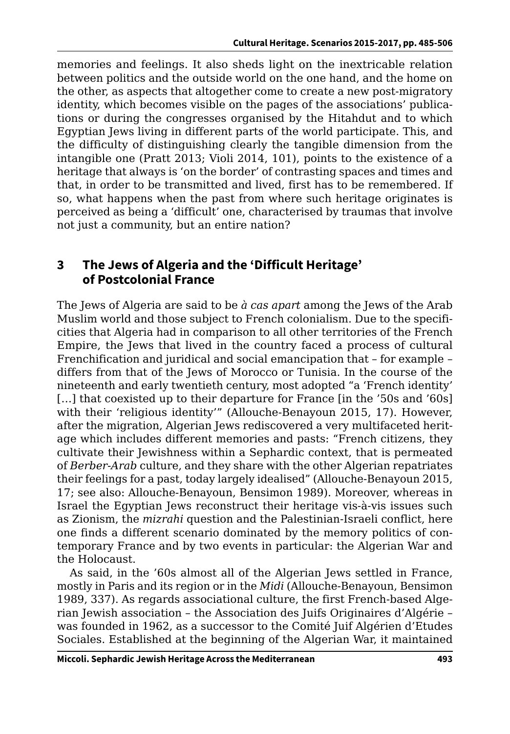memories and feelings. It also sheds light on the inextricable relation between politics and the outside world on the one hand, and the home on the other, as aspects that altogether come to create a new post-migratory identity, which becomes visible on the pages of the associations' publications or during the congresses organised by the Hitahdut and to which Egyptian Jews living in different parts of the world participate. This, and the difficulty of distinguishing clearly the tangible dimension from the intangible one (Pratt 2013; Violi 2014, 101), points to the existence of a heritage that always is 'on the border' of contrasting spaces and times and that, in order to be transmitted and lived, first has to be remembered. If so, what happens when the past from where such heritage originates is perceived as being a 'difficult' one, characterised by traumas that involve not just a community, but an entire nation?

## 3 The Jews of Algeria and the 'Difficult Heritage' of Postcolonial France

The Jews of Algeria are said to be *à cas apart* among the Jews of the Arab Muslim world and those subject to French colonialism. Due to the specificities that Algeria had in comparison to all other territories of the French Empire, the Jews that lived in the country faced a process of cultural Frenchification and juridical and social emancipation that – for example – differs from that of the Jews of Morocco or Tunisia. In the course of the nineteenth and early twentieth century, most adopted "a 'French identity' […] that coexisted up to their departure for France [in the '50s and '60s] with their 'religious identity'" (Allouche-Benayoun 2015, 17). However, after the migration, Algerian Jews rediscovered a very multifaceted heritage which includes different memories and pasts: "French citizens, they cultivate their Jewishness within a Sephardic context, that is permeated of *Berber-Arab* culture, and they share with the other Algerian repatriates their feelings for a past, today largely idealised" (Allouche-Benayoun 2015, 17; see also: Allouche-Benayoun, Bensimon 1989). Moreover, whereas in Israel the Egyptian Jews reconstruct their heritage vis-à-vis issues such as Zionism, the *mizrahi* question and the Palestinian-Israeli conflict, here one finds a different scenario dominated by the memory politics of contemporary France and by two events in particular: the Algerian War and the Holocaust.

As said, in the '60s almost all of the Algerian Jews settled in France, mostly in Paris and its region or in the *Midi* (Allouche-Benayoun, Bensimon 1989, 337). As regards associational culture, the first French-based Algerian Jewish association – the Association des Juifs Originaires d'Algérie – was founded in 1962, as a successor to the Comité Juif Algérien d'Etudes Sociales. Established at the beginning of the Algerian War, it maintained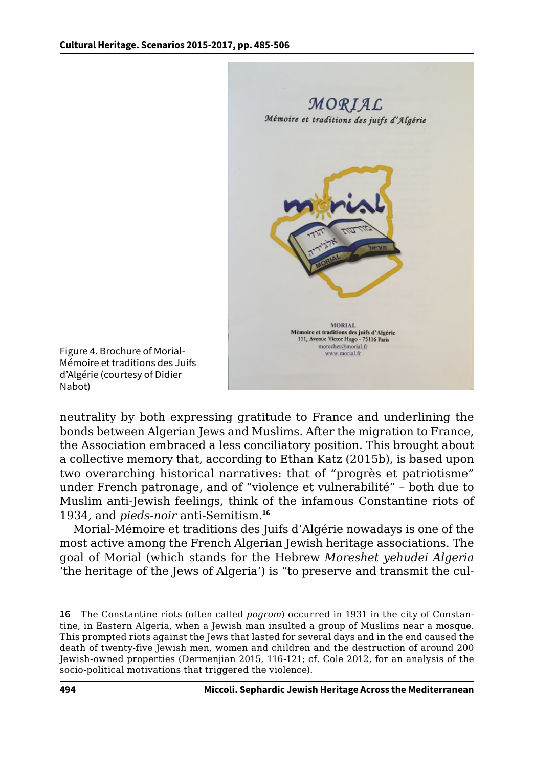Figure 4. Brochure of Morial-Mémoire et traditions des Juifs d'Algérie (courtesy of Didier Nabot)

neutrality by both expressing gratitude to France and underlining the bonds between Algerian Jews and Muslims. After the migration to France, the Association embraced a less conciliatory position. This brought about a collective memory that, according to Ethan Katz (2015b), is based upon two overarching historical narratives: that of "progrès et patriotisme" under French patronage, and of "violence et vulnerabilité" – both due to Muslim anti-Jewish feelings, think of the infamous Constantine riots of 1934, and *pieds-noir* anti-Semitism.[16]

Morial-Mémoire et traditions des Juifs d'Algérie nowadays is one of the most active among the French Algerian Jewish heritage associations. The goal of Morial (which stands for the Hebrew *Moreshet yehudei Algeria* 'the heritage of the Jews of Algeria') is "to preserve and transmit the cul-

---

**16** The Constantine riots (often called *pogrom*) occurred in 1931 in the city of Constantine, in Eastern Algeria, when a Jewish man insulted a group of Muslims near a mosque. This prompted riots against the Jews that lasted for several days and in the end caused the death of twenty-five Jewish men, women and children and the destruction of around 200 Jewish-owned properties (Dermenjian 2015, 116-121; cf. Cole 2012, for an analysis of the socio-political motivations that triggered the violence).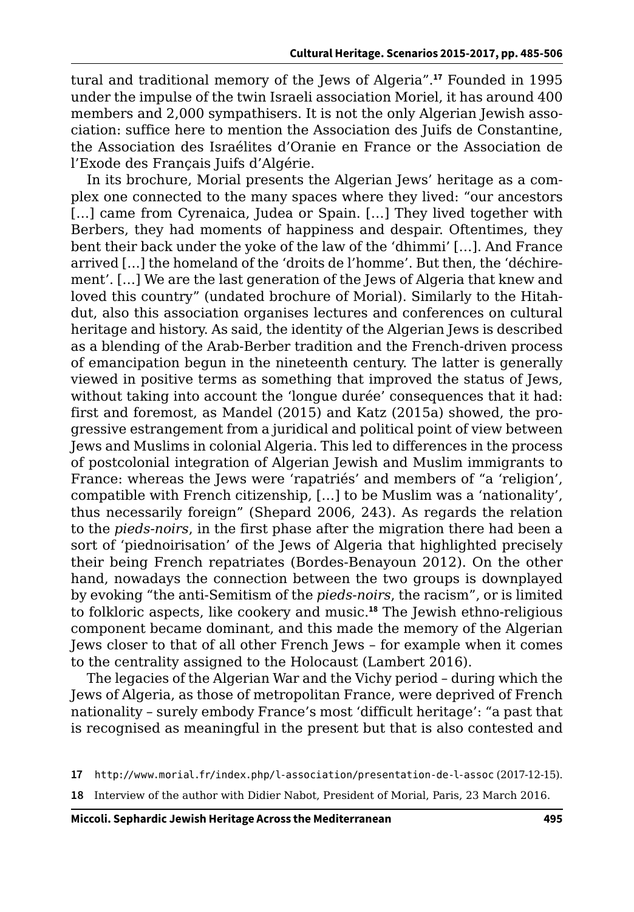tural and traditional memory of the Jews of Algeria".[17] Founded in 1995 under the impulse of the twin Israeli association Moriel, it has around 400 members and 2,000 sympathisers. It is not the only Algerian Jewish association: suffice here to mention the Association des Juifs de Constantine, the Association des Israélites d'Oranie en France or the Association de l'Exode des Français Juifs d'Algérie.

In its brochure, Morial presents the Algerian Jews' heritage as a complex one connected to the many spaces where they lived: "our ancestors […] came from Cyrenaica, Judea or Spain. […] They lived together with Berbers, they had moments of happiness and despair. Oftentimes, they bent their back under the yoke of the law of the 'dhimmi' […]. And France arrived […] the homeland of the 'droits de l'homme'. But then, the 'déchirement'. […] We are the last generation of the Jews of Algeria that knew and loved this country" (undated brochure of Morial). Similarly to the Hitahdut, also this association organises lectures and conferences on cultural heritage and history. As said, the identity of the Algerian Jews is described as a blending of the Arab-Berber tradition and the French-driven process of emancipation begun in the nineteenth century. The latter is generally viewed in positive terms as something that improved the status of Jews, without taking into account the 'longue durée' consequences that it had: first and foremost, as Mandel (2015) and Katz (2015a) showed, the progressive estrangement from a juridical and political point of view between Jews and Muslims in colonial Algeria. This led to differences in the process of postcolonial integration of Algerian Jewish and Muslim immigrants to France: whereas the Jews were 'rapatriés' and members of "a 'religion', compatible with French citizenship, […] to be Muslim was a 'nationality', thus necessarily foreign" (Shepard 2006, 243). As regards the relation to the *pieds-noirs*, in the first phase after the migration there had been a sort of 'piednoirisation' of the Jews of Algeria that highlighted precisely their being French repatriates (Bordes-Benayoun 2012). On the other hand, nowadays the connection between the two groups is downplayed by evoking "the anti-Semitism of the *pieds-noirs*, the racism", or is limited to folkloric aspects, like cookery and music.[18] The Jewish ethno-religious component became dominant, and this made the memory of the Algerian Jews closer to that of all other French Jews – for example when it comes to the centrality assigned to the Holocaust (Lambert 2016).

The legacies of the Algerian War and the Vichy period – during which the Jews of Algeria, as those of metropolitan France, were deprived of French nationality – surely embody France's most 'difficult heritage': "a past that is recognised as meaningful in the present but that is also contested and

17 http://www.morial.fr/index.php/l-association/presentation-de-l-assoc (2017-12-15).

18 Interview of the author with Didier Nabot, President of Morial, Paris, 23 March 2016.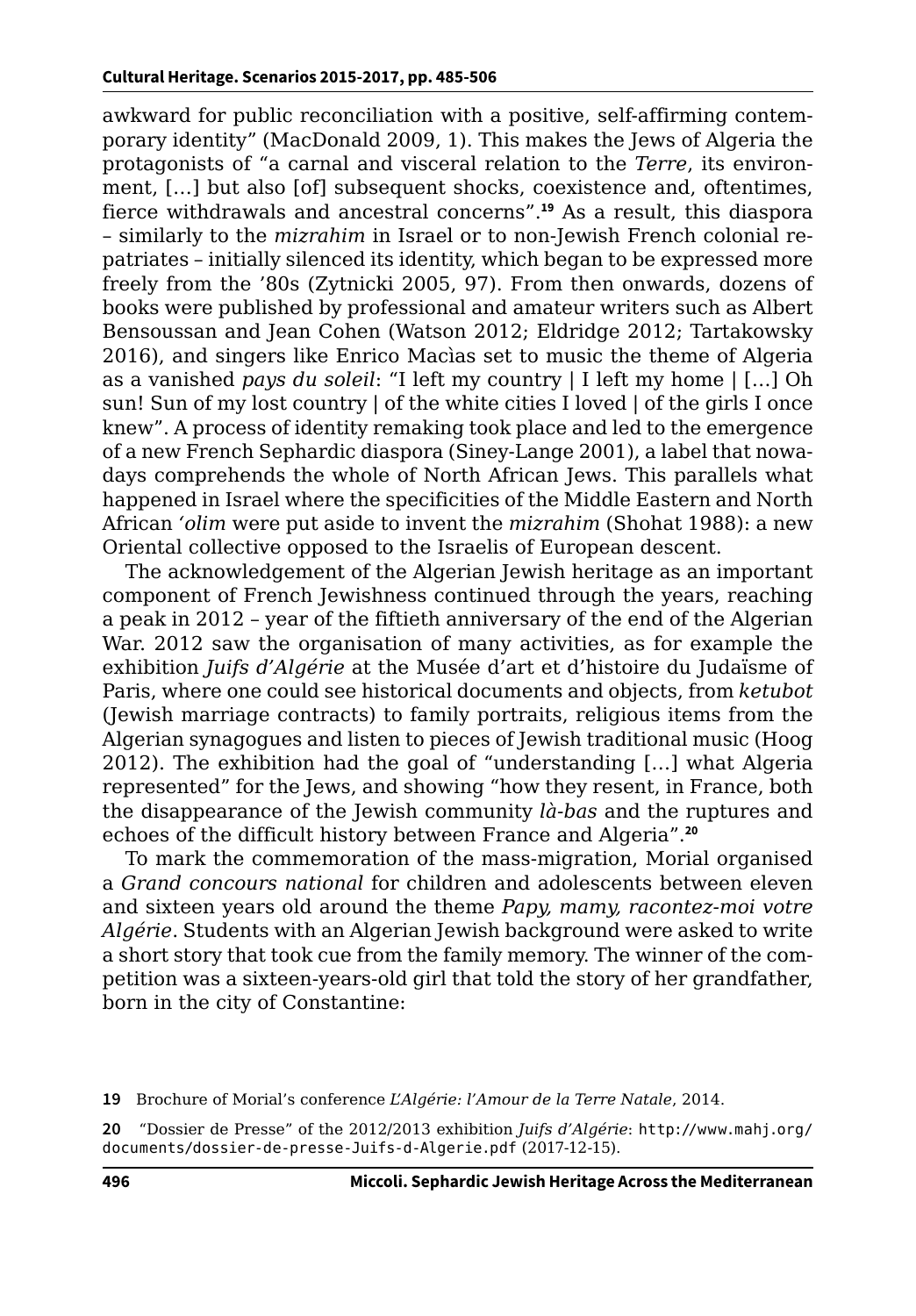awkward for public reconciliation with a positive, self-affirming contemporary identity" (MacDonald 2009, 1). This makes the Jews of Algeria the protagonists of "a carnal and visceral relation to the *Terre*, its environment, […] but also [of] subsequent shocks, coexistence and, oftentimes, fierce withdrawals and ancestral concerns".[19] As a result, this diaspora – similarly to the *mizrahim* in Israel or to non-Jewish French colonial repatriates – initially silenced its identity, which began to be expressed more freely from the '80s (Zytnicki 2005, 97). From then onwards, dozens of books were published by professional and amateur writers such as Albert Bensoussan and Jean Cohen (Watson 2012; Eldridge 2012; Tartakowsky 2016), and singers like Enrico Macìas set to music the theme of Algeria as a vanished *pays du soleil*: "I left my country | I left my home | […] Oh sun! Sun of my lost country | of the white cities I loved | of the girls I once knew". A process of identity remaking took place and led to the emergence of a new French Sephardic diaspora (Siney-Lange 2001), a label that nowadays comprehends the whole of North African Jews. This parallels what happened in Israel where the specificities of the Middle Eastern and North African *'olim* were put aside to invent the *mizrahim* (Shohat 1988): a new Oriental collective opposed to the Israelis of European descent.

The acknowledgement of the Algerian Jewish heritage as an important component of French Jewishness continued through the years, reaching a peak in 2012 – year of the fiftieth anniversary of the end of the Algerian War. 2012 saw the organisation of many activities, as for example the exhibition *Juifs d'Algérie* at the Musée d'art et d'histoire du Judaïsme of Paris, where one could see historical documents and objects, from *ketubot* (Jewish marriage contracts) to family portraits, religious items from the Algerian synagogues and listen to pieces of Jewish traditional music (Hoog 2012). The exhibition had the goal of "understanding […] what Algeria represented" for the Jews, and showing "how they resent, in France, both the disappearance of the Jewish community *là-bas* and the ruptures and echoes of the difficult history between France and Algeria".[20]

To mark the commemoration of the mass-migration, Morial organised a *Grand concours national* for children and adolescents between eleven and sixteen years old around the theme *Papy, mamy, racontez-moi votre Algérie*. Students with an Algerian Jewish background were asked to write a short story that took cue from the family memory. The winner of the competition was a sixteen-years-old girl that told the story of her grandfather, born in the city of Constantine:

---

19 Brochure of Morial's conference *L'Algérie: l'Amour de la Terre Natale*, 2014.

20 "Dossier de Presse" of the 2012/2013 exhibition *Juifs d'Algérie*: http://www.mahj.org/documents/dossier-de-presse-Juifs-d-Algerie.pdf (2017-12-15).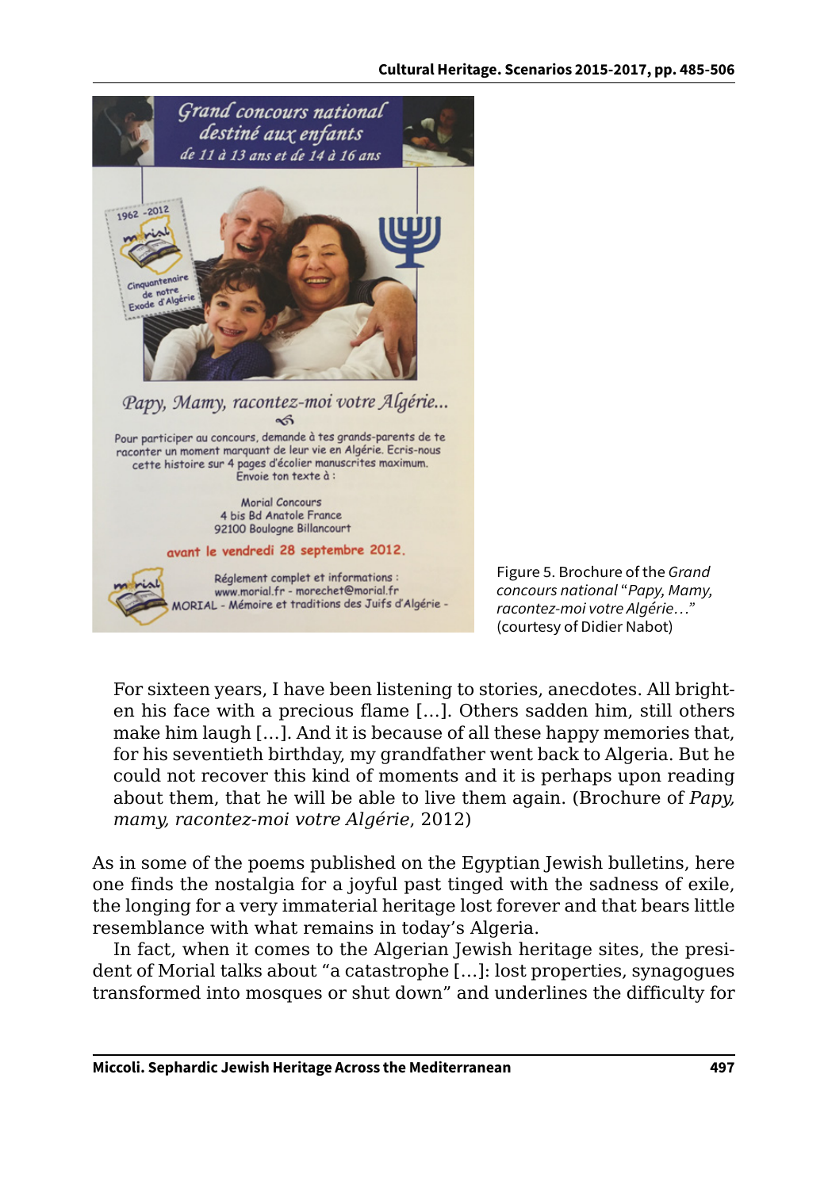Figure 5. Brochure of the *Grand concours national* “*Papy, Mamy, racontez-moi votre Algérie*…” (courtesy of Didier Nabot)

> For sixteen years, I have been listening to stories, anecdotes. All brighten his face with a precious flame […]. Others sadden him, still others make him laugh […]. And it is because of all these happy memories that, for his seventieth birthday, my grandfather went back to Algeria. But he could not recover this kind of moments and it is perhaps upon reading about them, that he will be able to live them again. (Brochure of *Papy, mamy, racontez-moi votre Algérie*, 2012)

As in some of the poems published on the Egyptian Jewish bulletins, here one finds the nostalgia for a joyful past tinged with the sadness of exile, the longing for a very immaterial heritage lost forever and that bears little resemblance with what remains in today’s Algeria.

In fact, when it comes to the Algerian Jewish heritage sites, the president of Morial talks about “a catastrophe […]: lost properties, synagogues transformed into mosques or shut down” and underlines the difficulty for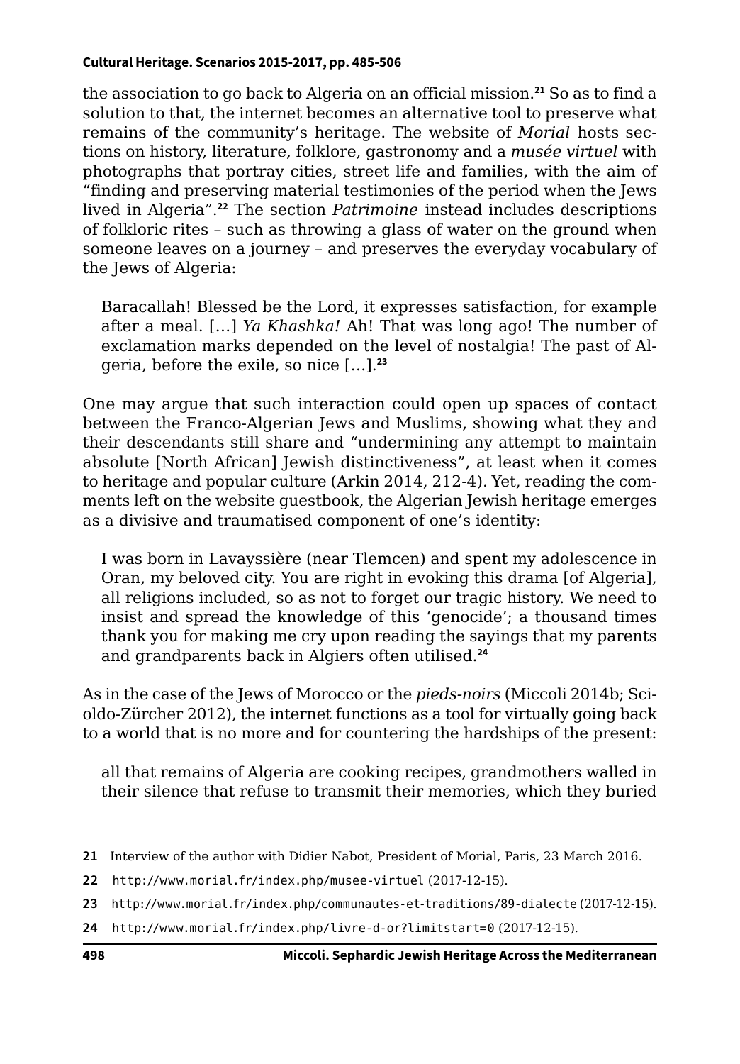the association to go back to Algeria on an official mission.[21] So as to find a solution to that, the internet becomes an alternative tool to preserve what remains of the community's heritage. The website of *Morial* hosts sections on history, literature, folklore, gastronomy and a *musée virtuel* with photographs that portray cities, street life and families, with the aim of "finding and preserving material testimonies of the period when the Jews lived in Algeria".[22] The section *Patrimoine* instead includes descriptions of folkloric rites – such as throwing a glass of water on the ground when someone leaves on a journey – and preserves the everyday vocabulary of the Jews of Algeria:

> Baracallah! Blessed be the Lord, it expresses satisfaction, for example after a meal. [...] *Ya Khashka!* Ah! That was long ago! The number of exclamation marks depended on the level of nostalgia! The past of Algeria, before the exile, so nice [...].[23]

One may argue that such interaction could open up spaces of contact between the Franco-Algerian Jews and Muslims, showing what they and their descendants still share and "undermining any attempt to maintain absolute [North African] Jewish distinctiveness", at least when it comes to heritage and popular culture (Arkin 2014, 212-4). Yet, reading the comments left on the website guestbook, the Algerian Jewish heritage emerges as a divisive and traumatised component of one's identity:

> I was born in Lavayssière (near Tlemcen) and spent my adolescence in Oran, my beloved city. You are right in evoking this drama [of Algeria], all religions included, so as not to forget our tragic history. We need to insist and spread the knowledge of this 'genocide'; a thousand times thank you for making me cry upon reading the sayings that my parents and grandparents back in Algiers often utilised.[24]

As in the case of the Jews of Morocco or the *pieds-noirs* (Miccoli 2014b; Scioldo-Zürcher 2012), the internet functions as a tool for virtually going back to a world that is no more and for countering the hardships of the present:

> all that remains of Algeria are cooking recipes, grandmothers walled in their silence that refuse to transmit their memories, which they buried

21 Interview of the author with Didier Nabot, President of Morial, Paris, 23 March 2016.

22 http://www.morial.fr/index.php/musee-virtuel (2017-12-15).

23 http://www.morial.fr/index.php/communautes-et-traditions/89-dialecte (2017-12-15).

24 http://www.morial.fr/index.php/livre-d-or?limitstart=0 (2017-12-15).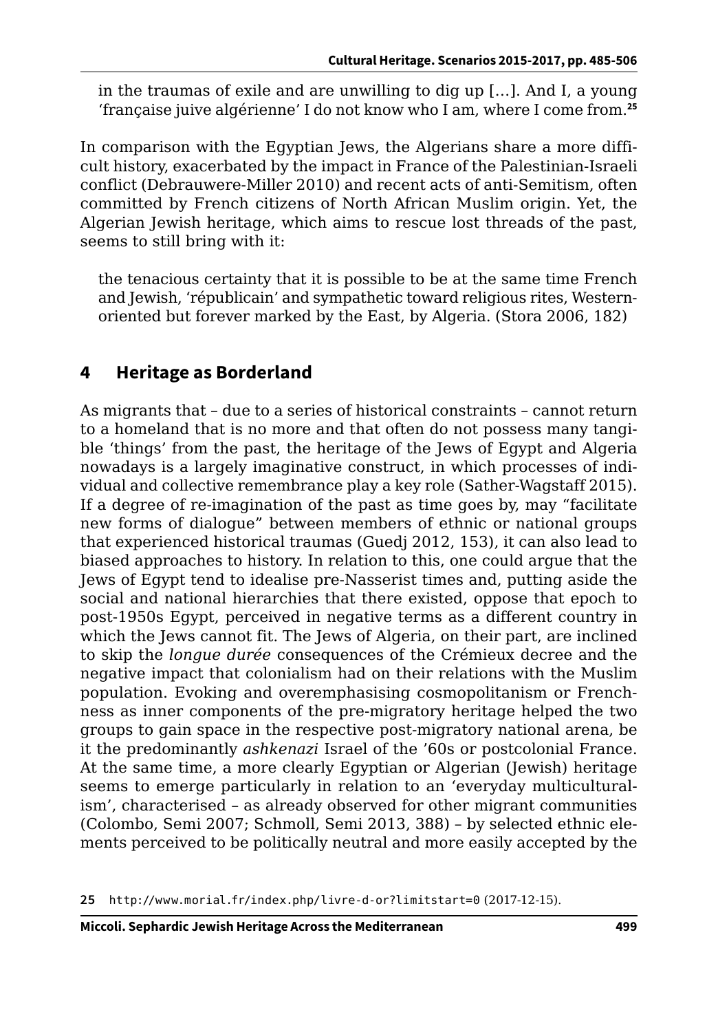in the traumas of exile and are unwilling to dig up […]. And I, a young 'française juive algérienne' I do not know who I am, where I come from.[25]

In comparison with the Egyptian Jews, the Algerians share a more difficult history, exacerbated by the impact in France of the Palestinian-Israeli conflict (Debrauwere-Miller 2010) and recent acts of anti-Semitism, often committed by French citizens of North African Muslim origin. Yet, the Algerian Jewish heritage, which aims to rescue lost threads of the past, seems to still bring with it:

> the tenacious certainty that it is possible to be at the same time French and Jewish, 'républicain' and sympathetic toward religious rites, Western-oriented but forever marked by the East, by Algeria. (Stora 2006, 182)

## 4 Heritage as Borderland

As migrants that – due to a series of historical constraints – cannot return to a homeland that is no more and that often do not possess many tangible 'things' from the past, the heritage of the Jews of Egypt and Algeria nowadays is a largely imaginative construct, in which processes of individual and collective remembrance play a key role (Sather-Wagstaff 2015). If a degree of re-imagination of the past as time goes by, may "facilitate new forms of dialogue" between members of ethnic or national groups that experienced historical traumas (Guedj 2012, 153), it can also lead to biased approaches to history. In relation to this, one could argue that the Jews of Egypt tend to idealise pre-Nasserist times and, putting aside the social and national hierarchies that there existed, oppose that epoch to post-1950s Egypt, perceived in negative terms as a different country in which the Jews cannot fit. The Jews of Algeria, on their part, are inclined to skip the *longue durée* consequences of the Crémieux decree and the negative impact that colonialism had on their relations with the Muslim population. Evoking and overemphasising cosmopolitanism or Frenchness as inner components of the pre-migratory heritage helped the two groups to gain space in the respective post-migratory national arena, be it the predominantly *ashkenazi* Israel of the '60s or postcolonial France. At the same time, a more clearly Egyptian or Algerian (Jewish) heritage seems to emerge particularly in relation to an 'everyday multiculturalism', characterised – as already observed for other migrant communities (Colombo, Semi 2007; Schmoll, Semi 2013, 388) – by selected ethnic elements perceived to be politically neutral and more easily accepted by the

25 http://www.morial.fr/index.php/livre-d-or?limitstart=0 (2017-12-15).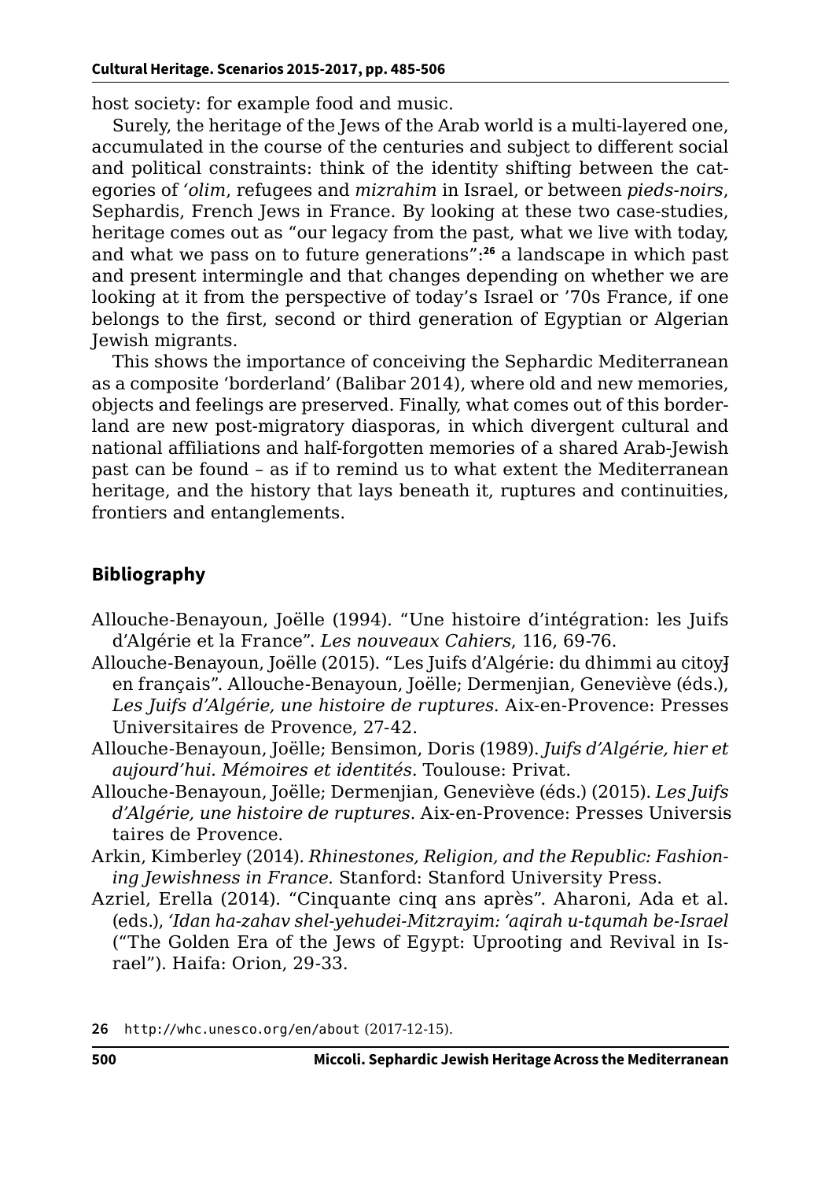host society: for example food and music.

Surely, the heritage of the Jews of the Arab world is a multi-layered one, accumulated in the course of the centuries and subject to different social and political constraints: think of the identity shifting between the categories of *'olim*, refugees and *mizrahim* in Israel, or between *pieds-noirs*, Sephardis, French Jews in France. By looking at these two case-studies, heritage comes out as "our legacy from the past, what we live with today, and what we pass on to future generations":[26] a landscape in which past and present intermingle and that changes depending on whether we are looking at it from the perspective of today's Israel or '70s France, if one belongs to the first, second or third generation of Egyptian or Algerian Jewish migrants.

This shows the importance of conceiving the Sephardic Mediterranean as a composite 'borderland' (Balibar 2014), where old and new memories, objects and feelings are preserved. Finally, what comes out of this borderland are new post-migratory diasporas, in which divergent cultural and national affiliations and half-forgotten memories of a shared Arab-Jewish past can be found – as if to remind us to what extent the Mediterranean heritage, and the history that lays beneath it, ruptures and continuities, frontiers and entanglements.

## Bibliography

Allouche-Benayoun, Joëlle (1994). "Une histoire d'intégration: les Juifs d'Algérie et la France". *Les nouveaux Cahiers*, 116, 69-76.

Allouche-Benayoun, Joëlle (2015). "Les Juifs d'Algérie: du dhimmi au citoyen français". Allouche-Benayoun, Joëlle; Dermenjian, Geneviève (éds.), *Les Juifs d'Algérie, une histoire de ruptures*. Aix-en-Provence: Presses Universitaires de Provence, 27-42.

Allouche-Benayoun, Joëlle; Bensimon, Doris (1989). *Juifs d'Algérie, hier et aujourd'hui. Mémoires et identités*. Toulouse: Privat.

Allouche-Benayoun, Joëlle; Dermenjian, Geneviève (éds.) (2015). *Les Juifs d'Algérie, une histoire de ruptures*. Aix-en-Provence: Presses Universitaires de Provence.

Arkin, Kimberley (2014). *Rhinestones, Religion, and the Republic: Fashioning Jewishness in France*. Stanford: Stanford University Press.

Azriel, Erella (2014). "Cinquante cinq ans après". Aharoni, Ada et al. (eds.), *'Idan ha-zahav shel-yehudei-Mitzrayim: 'aqirah u-tqumah be-Israel* ("The Golden Era of the Jews of Egypt: Uprooting and Revival in Israel"). Haifa: Orion, 29-33.

26 http://whc.unesco.org/en/about (2017-12-15).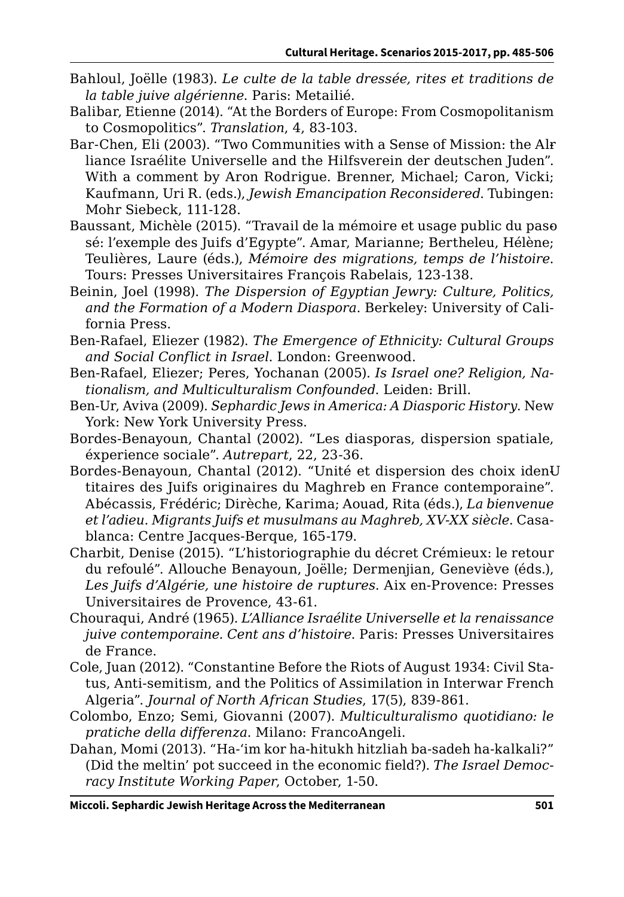Bahloul, Joëlle (1983). *Le culte de la table dressée, rites et traditions de la table juive algérienne*. Paris: Metailié.

Balibar, Etienne (2014). "At the Borders of Europe: From Cosmopolitanism to Cosmopolitics". *Translation*, 4, 83-103.

Bar-Chen, Eli (2003). "Two Communities with a Sense of Mission: the Alliance Israélite Universelle and the Hilfsverein der deutschen Juden". With a comment by Aron Rodrigue. Brenner, Michael; Caron, Vicki; Kaufmann, Uri R. (eds.), *Jewish Emancipation Reconsidered*. Tubingen: Mohr Siebeck, 111-128.

Baussant, Michèle (2015). "Travail de la mémoire et usage public du passé: l'exemple des Juifs d'Egypte". Amar, Marianne; Bertheleu, Hélène; Teulières, Laure (éds.), *Mémoire des migrations, temps de l'histoire*. Tours: Presses Universitaires François Rabelais, 123-138.

Beinin, Joel (1998). *The Dispersion of Egyptian Jewry: Culture, Politics, and the Formation of a Modern Diaspora*. Berkeley: University of California Press.

Ben-Rafael, Eliezer (1982). *The Emergence of Ethnicity: Cultural Groups and Social Conflict in Israel*. London: Greenwood.

Ben-Rafael, Eliezer; Peres, Yochanan (2005). *Is Israel one? Religion, Nationalism, and Multiculturalism Confounded*. Leiden: Brill.

Ben-Ur, Aviva (2009). *Sephardic Jews in America: A Diasporic History*. New York: New York University Press.

Bordes-Benayoun, Chantal (2002). "Les diasporas, dispersion spatiale, éxperience sociale". *Autrepart*, 22, 23-36.

Bordes-Benayoun, Chantal (2012). "Unité et dispersion des choix identitaires des Juifs originaires du Maghreb en France contemporaine". Abécassis, Frédéric; Dirèche, Karima; Aouad, Rita (éds.), *La bienvenue et l'adieu. Migrants Juifs et musulmans au Maghreb, XV-XX siècle*. Casablanca: Centre Jacques-Berque, 165-179.

Charbit, Denise (2015). "L'historiographie du décret Crémieux: le retour du refoulé". Allouche Benayoun, Joëlle; Dermenjian, Geneviève (éds.), *Les Juifs d'Algérie, une histoire de ruptures*. Aix en-Provence: Presses Universitaires de Provence, 43-61.

Chouraqui, André (1965). *L'Alliance Israélite Universelle et la renaissance juive contemporaine. Cent ans d'histoire*. Paris: Presses Universitaires de France.

Cole, Juan (2012). "Constantine Before the Riots of August 1934: Civil Status, Anti-semitism, and the Politics of Assimilation in Interwar French Algeria". *Journal of North African Studies*, 17(5), 839-861.

Colombo, Enzo; Semi, Giovanni (2007). *Multiculturalismo quotidiano: le pratiche della differenza*. Milano: FrancoAngeli.

Dahan, Momi (2013). "Ha-'im kor ha-hitukh hitzliah ba-sadeh ha-kalkali?" (Did the meltin' pot succeed in the economic field?). *The Israel Democracy Institute Working Paper*, October, 1-50.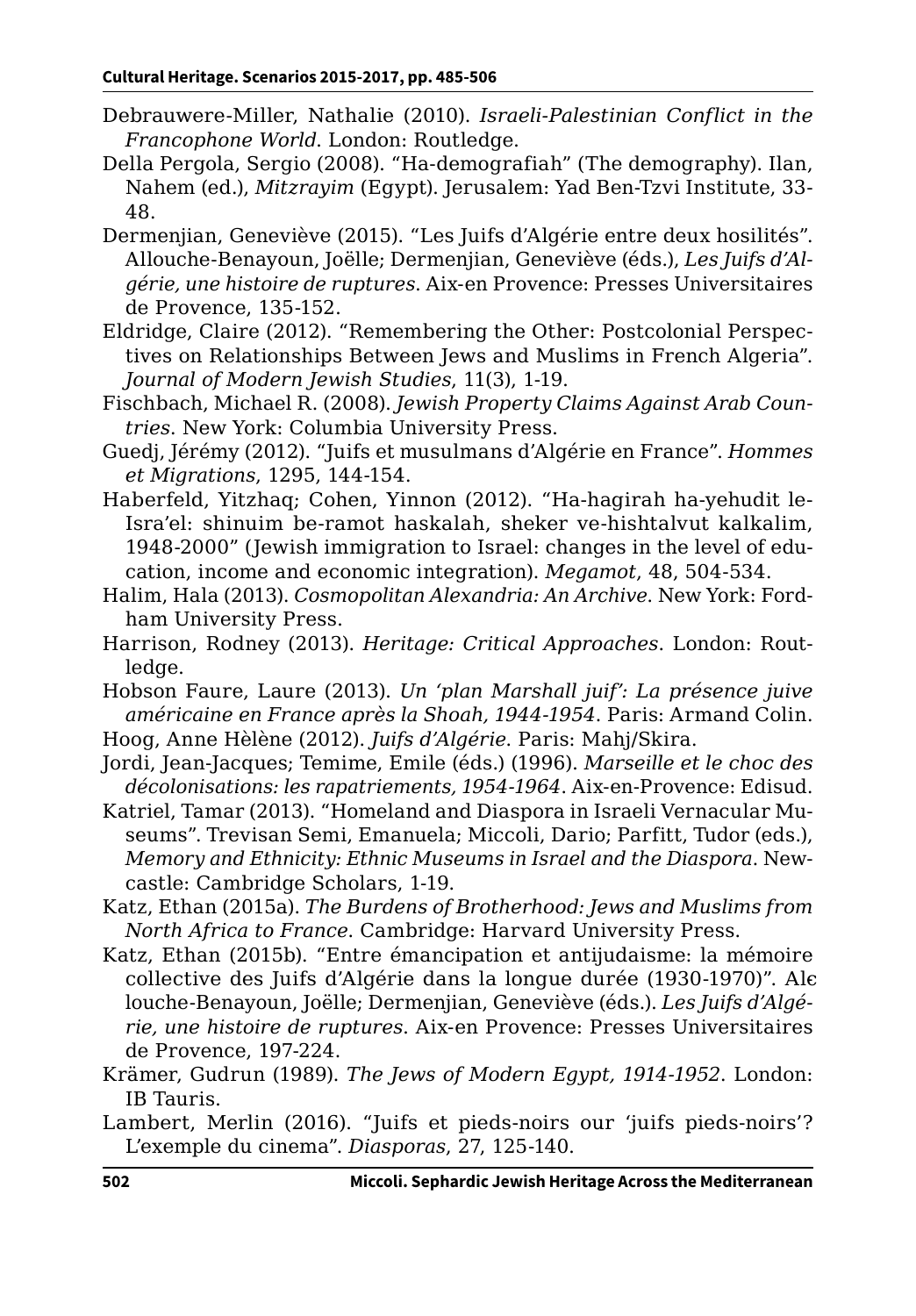Debrauwere-Miller, Nathalie (2010). *Israeli-Palestinian Conflict in the Francophone World*. London: Routledge.

Della Pergola, Sergio (2008). "Ha-demografiah" (The demography). Ilan, Nahem (ed.), *Mitzrayim* (Egypt). Jerusalem: Yad Ben-Tzvi Institute, 33-48.

Dermenjian, Geneviève (2015). "Les Juifs d'Algérie entre deux hosilités". Allouche-Benayoun, Joëlle; Dermenjian, Geneviève (éds.), *Les Juifs d'Algérie, une histoire de ruptures*. Aix-en Provence: Presses Universitaires de Provence, 135-152.

Eldridge, Claire (2012). "Remembering the Other: Postcolonial Perspectives on Relationships Between Jews and Muslims in French Algeria". *Journal of Modern Jewish Studies*, 11(3), 1-19.

Fischbach, Michael R. (2008). *Jewish Property Claims Against Arab Countries*. New York: Columbia University Press.

Guedj, Jérémy (2012). "Juifs et musulmans d'Algérie en France". *Hommes et Migrations*, 1295, 144-154.

Haberfeld, Yitzhaq; Cohen, Yinnon (2012). "Ha-hagirah ha-yehudit le-Isra'el: shinuim be-ramot haskalah, sheker ve-hishtalvut kalkalim, 1948-2000" (Jewish immigration to Israel: changes in the level of education, income and economic integration). *Megamot*, 48, 504-534.

Halim, Hala (2013). *Cosmopolitan Alexandria: An Archive*. New York: Fordham University Press.

Harrison, Rodney (2013). *Heritage: Critical Approaches*. London: Routledge.

Hobson Faure, Laure (2013). *Un 'plan Marshall juif': La présence juive américaine en France après la Shoah, 1944-1954*. Paris: Armand Colin.

Hoog, Anne Hèlène (2012). *Juifs d'Algérie*. Paris: Mahj/Skira.

Jordi, Jean-Jacques; Temime, Emile (éds.) (1996). *Marseille et le choc des décolonisations: les rapatriements, 1954-1964*. Aix-en-Provence: Edisud.

Katriel, Tamar (2013). "Homeland and Diaspora in Israeli Vernacular Museums". Trevisan Semi, Emanuela; Miccoli, Dario; Parfitt, Tudor (eds.), *Memory and Ethnicity: Ethnic Museums in Israel and the Diaspora*. Newcastle: Cambridge Scholars, 1-19.

Katz, Ethan (2015a). *The Burdens of Brotherhood: Jews and Muslims from North Africa to France*. Cambridge: Harvard University Press.

Katz, Ethan (2015b). "Entre émancipation et antijudaisme: la mémoire collective des Juifs d'Algérie dans la longue durée (1930-1970)". Allouche-Benayoun, Joëlle; Dermenjian, Geneviève (éds.). *Les Juifs d'Algérie, une histoire de ruptures*. Aix-en Provence: Presses Universitaires de Provence, 197-224.

Krämer, Gudrun (1989). *The Jews of Modern Egypt, 1914-1952*. London: IB Tauris.

Lambert, Merlin (2016). "Juifs et pieds-noirs our 'juifs pieds-noirs'? L'exemple du cinema". *Diasporas*, 27, 125-140.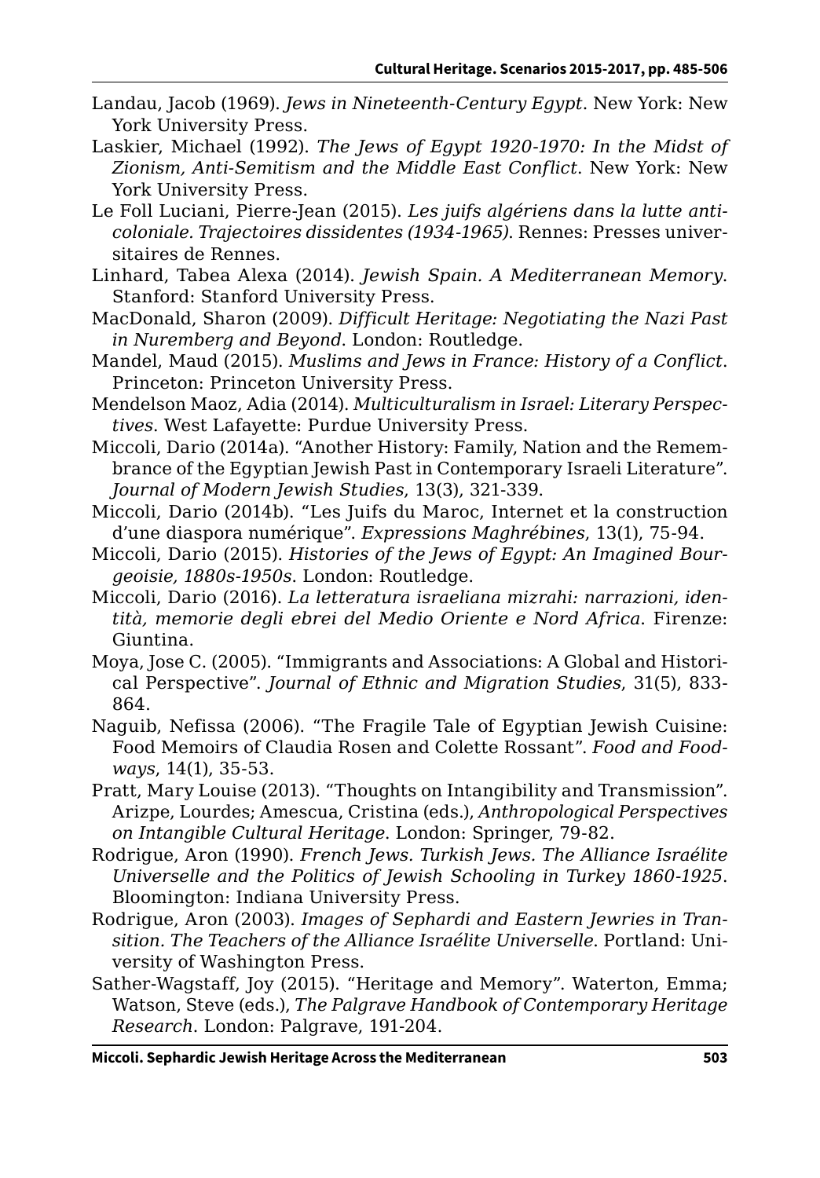Landau, Jacob (1969). *Jews in Nineteenth-Century Egypt*. New York: New York University Press.

Laskier, Michael (1992). *The Jews of Egypt 1920-1970: In the Midst of Zionism, Anti-Semitism and the Middle East Conflict*. New York: New York University Press.

Le Foll Luciani, Pierre-Jean (2015). *Les juifs algériens dans la lutte anticoloniale. Trajectoires dissidentes (1934-1965)*. Rennes: Presses universitaires de Rennes.

Linhard, Tabea Alexa (2014). *Jewish Spain. A Mediterranean Memory*. Stanford: Stanford University Press.

MacDonald, Sharon (2009). *Difficult Heritage: Negotiating the Nazi Past in Nuremberg and Beyond*. London: Routledge.

Mandel, Maud (2015). *Muslims and Jews in France: History of a Conflict*. Princeton: Princeton University Press.

Mendelson Maoz, Adia (2014). *Multiculturalism in Israel: Literary Perspectives*. West Lafayette: Purdue University Press.

Miccoli, Dario (2014a). "Another History: Family, Nation and the Remembrance of the Egyptian Jewish Past in Contemporary Israeli Literature". *Journal of Modern Jewish Studies*, 13(3), 321-339.

Miccoli, Dario (2014b). "Les Juifs du Maroc, Internet et la construction d'une diaspora numérique". *Expressions Maghrébines*, 13(1), 75-94.

Miccoli, Dario (2015). *Histories of the Jews of Egypt: An Imagined Bourgeoisie, 1880s-1950s*. London: Routledge.

Miccoli, Dario (2016). *La letteratura israeliana mizrahi: narrazioni, identità, memorie degli ebrei del Medio Oriente e Nord Africa*. Firenze: Giuntina.

Moya, Jose C. (2005). "Immigrants and Associations: A Global and Historical Perspective". *Journal of Ethnic and Migration Studies*, 31(5), 833-864.

Naguib, Nefissa (2006). "The Fragile Tale of Egyptian Jewish Cuisine: Food Memoirs of Claudia Rosen and Colette Rossant". *Food and Foodways*, 14(1), 35-53.

Pratt, Mary Louise (2013). "Thoughts on Intangibility and Transmission". Arizpe, Lourdes; Amescua, Cristina (eds.), *Anthropological Perspectives on Intangible Cultural Heritage*. London: Springer, 79-82.

Rodrigue, Aron (1990). *French Jews. Turkish Jews. The Alliance Israélite Universelle and the Politics of Jewish Schooling in Turkey 1860-1925*. Bloomington: Indiana University Press.

Rodrigue, Aron (2003). *Images of Sephardi and Eastern Jewries in Transition. The Teachers of the Alliance Israélite Universelle*. Portland: University of Washington Press.

Sather-Wagstaff, Joy (2015). "Heritage and Memory". Waterton, Emma; Watson, Steve (eds.), *The Palgrave Handbook of Contemporary Heritage Research*. London: Palgrave, 191-204.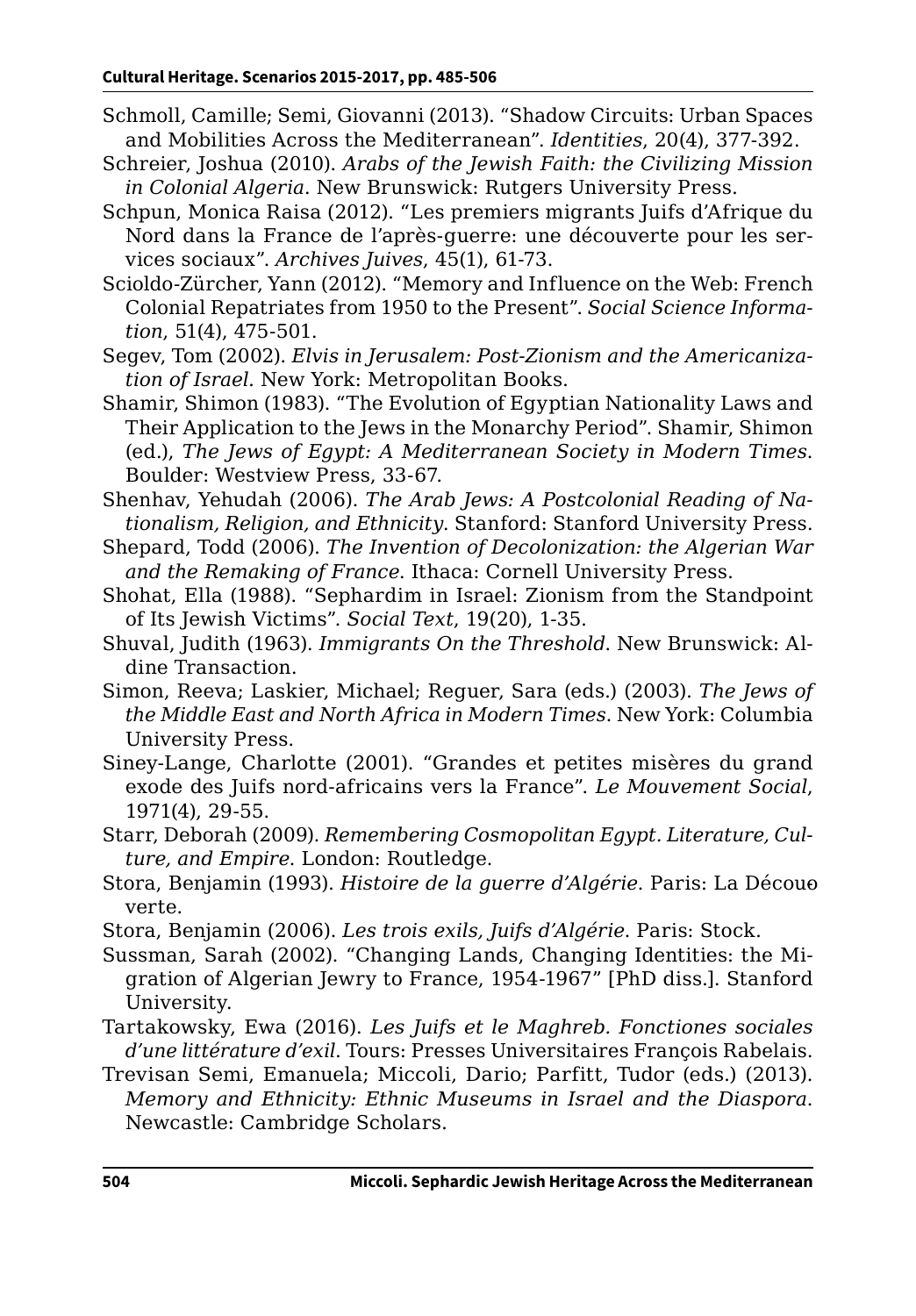Schmoll, Camille; Semi, Giovanni (2013). "Shadow Circuits: Urban Spaces and Mobilities Across the Mediterranean". *Identities*, 20(4), 377-392.

Schreier, Joshua (2010). *Arabs of the Jewish Faith: the Civilizing Mission in Colonial Algeria*. New Brunswick: Rutgers University Press.

Schpun, Monica Raisa (2012). "Les premiers migrants Juifs d'Afrique du Nord dans la France de l'après-guerre: une découverte pour les services sociaux". *Archives Juives*, 45(1), 61-73.

Scioldo-Zürcher, Yann (2012). "Memory and Influence on the Web: French Colonial Repatriates from 1950 to the Present". *Social Science Information*, 51(4), 475-501.

Segev, Tom (2002). *Elvis in Jerusalem: Post-Zionism and the Americanization of Israel*. New York: Metropolitan Books.

Shamir, Shimon (1983). "The Evolution of Egyptian Nationality Laws and Their Application to the Jews in the Monarchy Period". Shamir, Shimon (ed.), *The Jews of Egypt: A Mediterranean Society in Modern Times*. Boulder: Westview Press, 33-67.

Shenhav, Yehudah (2006). *The Arab Jews: A Postcolonial Reading of Nationalism, Religion, and Ethnicity*. Stanford: Stanford University Press.

Shepard, Todd (2006). *The Invention of Decolonization: the Algerian War and the Remaking of France*. Ithaca: Cornell University Press.

Shohat, Ella (1988). "Sephardim in Israel: Zionism from the Standpoint of Its Jewish Victims". *Social Text*, 19(20), 1-35.

Shuval, Judith (1963). *Immigrants On the Threshold*. New Brunswick: Aldine Transaction.

Simon, Reeva; Laskier, Michael; Reguer, Sara (eds.) (2003). *The Jews of the Middle East and North Africa in Modern Times*. New York: Columbia University Press.

Siney-Lange, Charlotte (2001). "Grandes et petites misères du grand exode des Juifs nord-africains vers la France". *Le Mouvement Social*, 1971(4), 29-55.

Starr, Deborah (2009). *Remembering Cosmopolitan Egypt. Literature, Culture, and Empire*. London: Routledge.

Stora, Benjamin (1993). *Histoire de la guerre d'Algérie*. Paris: La Découverte.

Stora, Benjamin (2006). *Les trois exils, Juifs d'Algérie*. Paris: Stock.

Sussman, Sarah (2002). "Changing Lands, Changing Identities: the Migration of Algerian Jewry to France, 1954-1967" [PhD diss.]. Stanford University.

Tartakowsky, Ewa (2016). *Les Juifs et le Maghreb. Fonctiones sociales d'une littérature d'exil*. Tours: Presses Universitaires François Rabelais.

Trevisan Semi, Emanuela; Miccoli, Dario; Parfitt, Tudor (eds.) (2013). *Memory and Ethnicity: Ethnic Museums in Israel and the Diaspora*. Newcastle: Cambridge Scholars.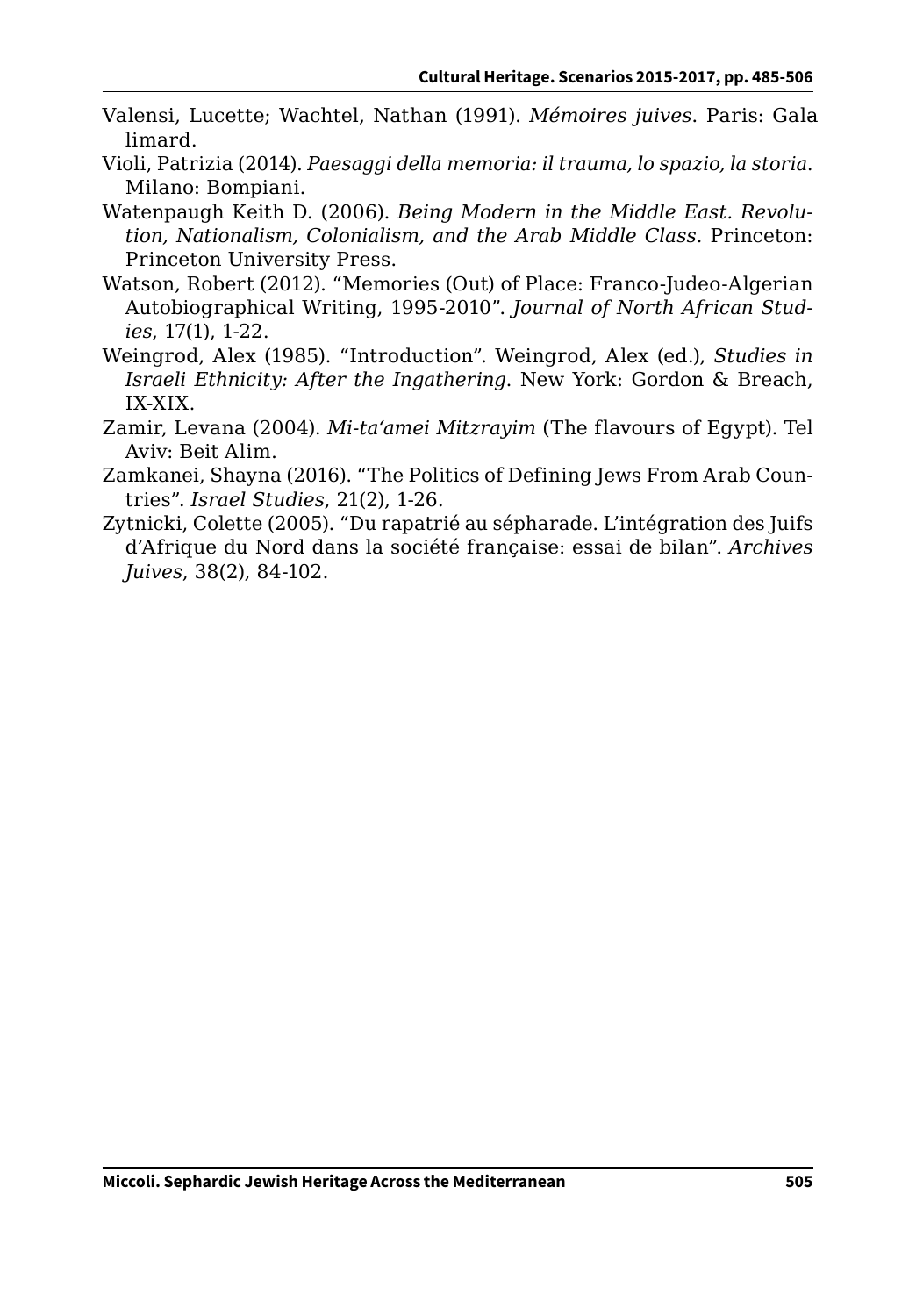Valensi, Lucette; Wachtel, Nathan (1991). *Mémoires juives*. Paris: Gala limard.

Violi, Patrizia (2014). *Paesaggi della memoria: il trauma, lo spazio, la storia*. Milano: Bompiani.

Watenpaugh Keith D. (2006). *Being Modern in the Middle East. Revolution, Nationalism, Colonialism, and the Arab Middle Class*. Princeton: Princeton University Press.

Watson, Robert (2012). "Memories (Out) of Place: Franco-Judeo-Algerian Autobiographical Writing, 1995-2010". *Journal of North African Studies*, 17(1), 1-22.

Weingrod, Alex (1985). "Introduction". Weingrod, Alex (ed.), *Studies in Israeli Ethnicity: After the Ingathering*. New York: Gordon & Breach, IX-XIX.

Zamir, Levana (2004). *Mi-ta'amei Mitzrayim* (The flavours of Egypt). Tel Aviv: Beit Alim.

Zamkanei, Shayna (2016). "The Politics of Defining Jews From Arab Countries". *Israel Studies*, 21(2), 1-26.

Zytnicki, Colette (2005). "Du rapatrié au sépharade. L'intégration des Juifs d'Afrique du Nord dans la société française: essai de bilan". *Archives Juives*, 38(2), 84-102.